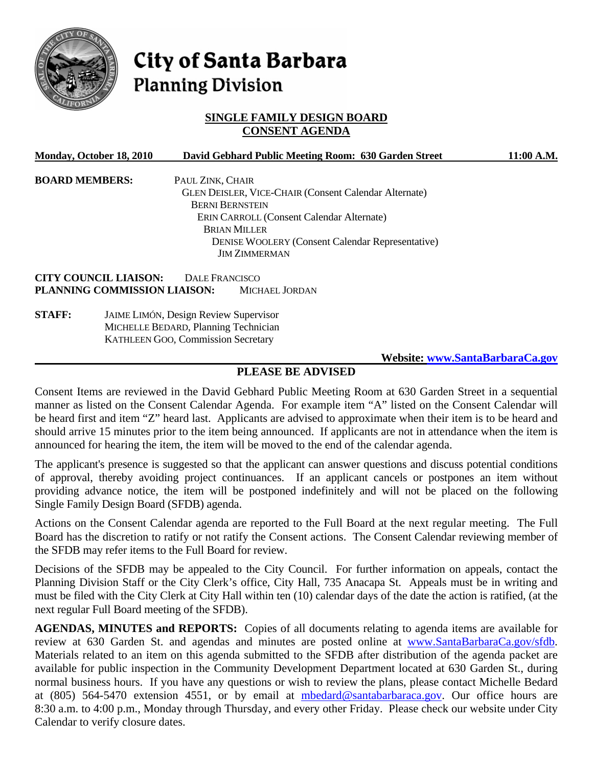# City of Santa Barbara
## Planning Division

**SINGLE FAMILY DESIGN BOARD**
**CONSENT AGENDA**

**Monday, October 18, 2010** **David Gebhard Public Meeting Room: 630 Garden Street** **11:00 A.M.**

**BOARD MEMBERS:**
PAUL ZINK, CHAIR
GLEN DEISLER, VICE-CHAIR (Consent Calendar Alternate)
BERNI BERNSTEIN
ERIN CARROLL (Consent Calendar Alternate)
BRIAN MILLER
DENISE WOOLERY (Consent Calendar Representative)
JIM ZIMMERMAN

**CITY COUNCIL LIAISON:** DALE FRANCISCO
**PLANNING COMMISSION LIAISON:** MICHAEL JORDAN

**STAFF:**
JAIME LIMÓN, Design Review Supervisor
MICHELLE BEDARD, Planning Technician
KATHLEEN GOO, Commission Secretary

**Website: www.SantaBarbaraCa.gov**

**PLEASE BE ADVISED**

Consent Items are reviewed in the David Gebhard Public Meeting Room at 630 Garden Street in a sequential manner as listed on the Consent Calendar Agenda. For example item "A" listed on the Consent Calendar will be heard first and item "Z" heard last. Applicants are advised to approximate when their item is to be heard and should arrive 15 minutes prior to the item being announced. If applicants are not in attendance when the item is announced for hearing the item, the item will be moved to the end of the calendar agenda.

The applicant's presence is suggested so that the applicant can answer questions and discuss potential conditions of approval, thereby avoiding project continuances. If an applicant cancels or postpones an item without providing advance notice, the item will be postponed indefinitely and will not be placed on the following Single Family Design Board (SFDB) agenda.

Actions on the Consent Calendar agenda are reported to the Full Board at the next regular meeting. The Full Board has the discretion to ratify or not ratify the Consent actions. The Consent Calendar reviewing member of the SFDB may refer items to the Full Board for review.

Decisions of the SFDB may be appealed to the City Council. For further information on appeals, contact the Planning Division Staff or the City Clerk's office, City Hall, 735 Anacapa St. Appeals must be in writing and must be filed with the City Clerk at City Hall within ten (10) calendar days of the date the action is ratified, (at the next regular Full Board meeting of the SFDB).

**AGENDAS, MINUTES and REPORTS:** Copies of all documents relating to agenda items are available for review at 630 Garden St. and agendas and minutes are posted online at www.SantaBarbaraCa.gov/sfdb. Materials related to an item on this agenda submitted to the SFDB after distribution of the agenda packet are available for public inspection in the Community Development Department located at 630 Garden St., during normal business hours. If you have any questions or wish to review the plans, please contact Michelle Bedard at (805) 564-5470 extension 4551, or by email at mbedard@santabarbaraca.gov. Our office hours are 8:30 a.m. to 4:00 p.m., Monday through Thursday, and every other Friday. Please check our website under City Calendar to verify closure dates.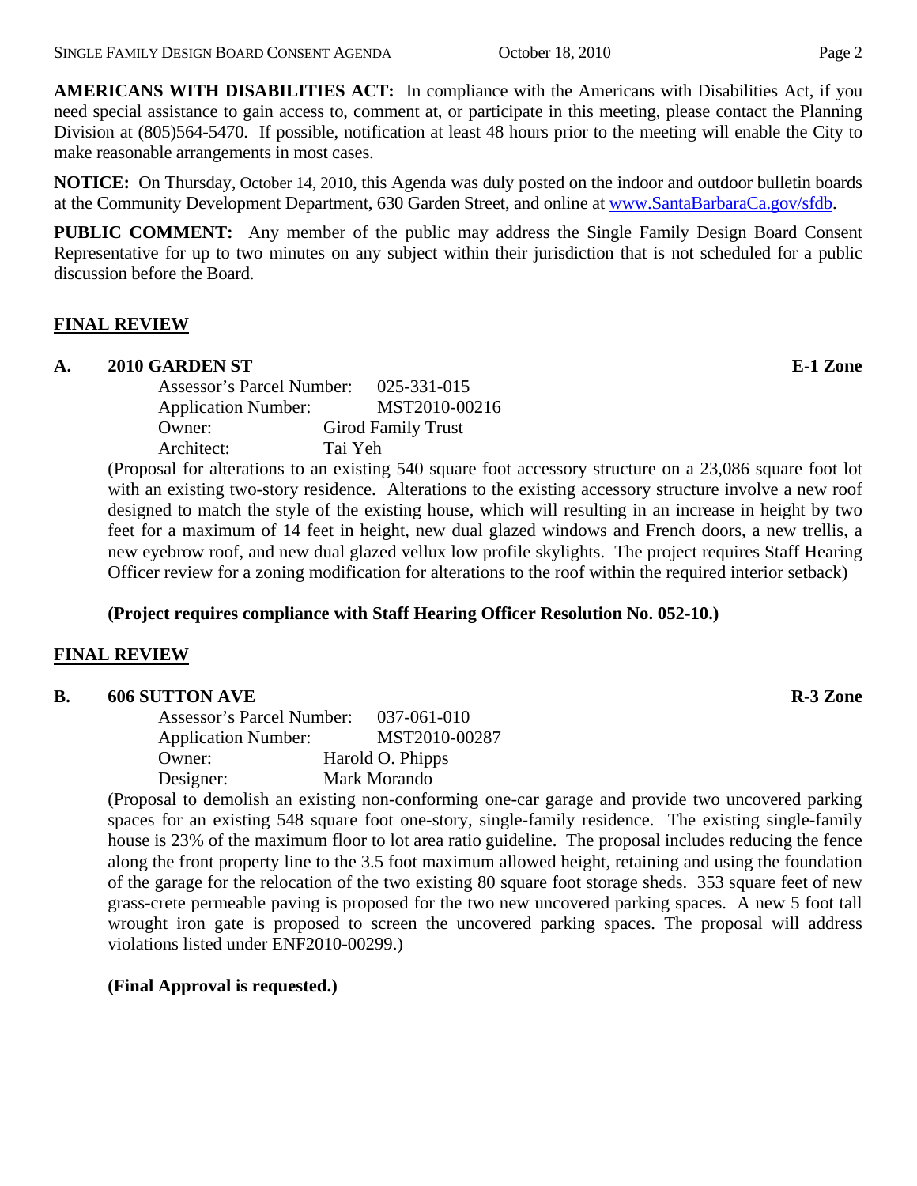**AMERICANS WITH DISABILITIES ACT:** In compliance with the Americans with Disabilities Act, if you need special assistance to gain access to, comment at, or participate in this meeting, please contact the Planning Division at (805)564-5470. If possible, notification at least 48 hours prior to the meeting will enable the City to make reasonable arrangements in most cases.

**NOTICE:** On Thursday, October 14, 2010, this Agenda was duly posted on the indoor and outdoor bulletin boards at the Community Development Department, 630 Garden Street, and online at www.SantaBarbaraCa.gov/sfdb.

**PUBLIC COMMENT:** Any member of the public may address the Single Family Design Board Consent Representative for up to two minutes on any subject within their jurisdiction that is not scheduled for a public discussion before the Board.

## FINAL REVIEW

### A. 2010 GARDEN ST — E-1 Zone

Assessor's Parcel Number: 025-331-015
Application Number: MST2010-00216
Owner: Girod Family Trust
Architect: Tai Yeh

(Proposal for alterations to an existing 540 square foot accessory structure on a 23,086 square foot lot with an existing two-story residence. Alterations to the existing accessory structure involve a new roof designed to match the style of the existing house, which will resulting in an increase in height by two feet for a maximum of 14 feet in height, new dual glazed windows and French doors, a new trellis, a new eyebrow roof, and new dual glazed vellux low profile skylights. The project requires Staff Hearing Officer review for a zoning modification for alterations to the roof within the required interior setback)

**(Project requires compliance with Staff Hearing Officer Resolution No. 052-10.)**

## FINAL REVIEW

### B. 606 SUTTON AVE — R-3 Zone

Assessor's Parcel Number: 037-061-010
Application Number: MST2010-00287
Owner: Harold O. Phipps
Designer: Mark Morando

(Proposal to demolish an existing non-conforming one-car garage and provide two uncovered parking spaces for an existing 548 square foot one-story, single-family residence. The existing single-family house is 23% of the maximum floor to lot area ratio guideline. The proposal includes reducing the fence along the front property line to the 3.5 foot maximum allowed height, retaining and using the foundation of the garage for the relocation of the two existing 80 square foot storage sheds. 353 square feet of new grass-crete permeable paving is proposed for the two new uncovered parking spaces. A new 5 foot tall wrought iron gate is proposed to screen the uncovered parking spaces. The proposal will address violations listed under ENF2010-00299.)

**(Final Approval is requested.)**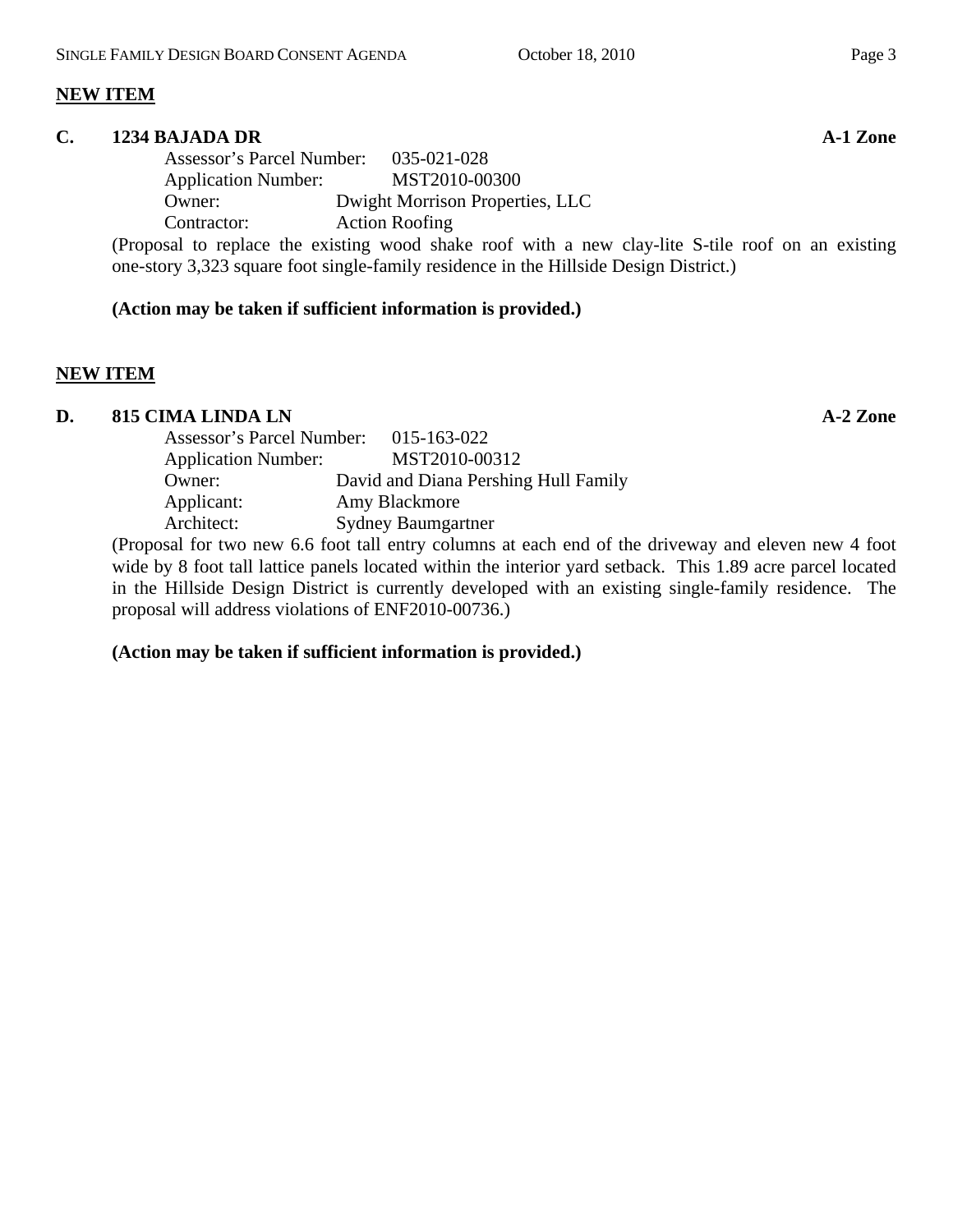**NEW ITEM**

**C. 1234 BAJADA DR** **A-1 Zone**

Assessor's Parcel Number: 035-021-028
Application Number: MST2010-00300
Owner: Dwight Morrison Properties, LLC
Contractor: Action Roofing

(Proposal to replace the existing wood shake roof with a new clay-lite S-tile roof on an existing one-story 3,323 square foot single-family residence in the Hillside Design District.)

**(Action may be taken if sufficient information is provided.)**

**NEW ITEM**

**D. 815 CIMA LINDA LN** **A-2 Zone**

Assessor's Parcel Number: 015-163-022
Application Number: MST2010-00312
Owner: David and Diana Pershing Hull Family
Applicant: Amy Blackmore
Architect: Sydney Baumgartner

(Proposal for two new 6.6 foot tall entry columns at each end of the driveway and eleven new 4 foot wide by 8 foot tall lattice panels located within the interior yard setback. This 1.89 acre parcel located in the Hillside Design District is currently developed with an existing single-family residence. The proposal will address violations of ENF2010-00736.)

**(Action may be taken if sufficient information is provided.)**